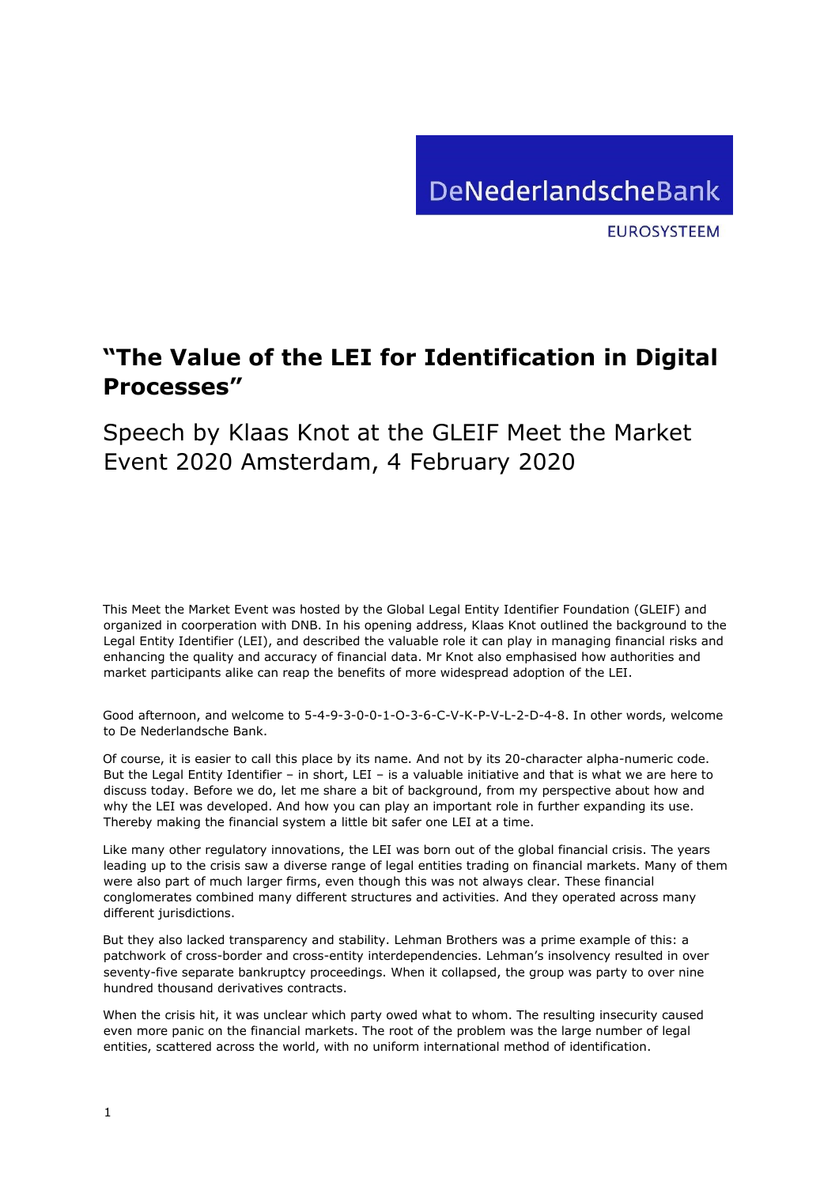DeNederlandscheBank

EUROSYSTEEM

# "The Value of the LEI for Identification in Digital Processes"

## Speech by Klaas Knot at the GLEIF Meet the Market Event 2020 Amsterdam, 4 February 2020

This Meet the Market Event was hosted by the Global Legal Entity Identifier Foundation (GLEIF) and organized in coorperation with DNB. In his opening address, Klaas Knot outlined the background to the Legal Entity Identifier (LEI), and described the valuable role it can play in managing financial risks and enhancing the quality and accuracy of financial data. Mr Knot also emphasised how authorities and market participants alike can reap the benefits of more widespread adoption of the LEI.

Good afternoon, and welcome to 5-4-9-3-0-0-1-O-3-6-C-V-K-P-V-L-2-D-4-8. In other words, welcome to De Nederlandsche Bank.

Of course, it is easier to call this place by its name. And not by its 20-character alpha-numeric code. But the Legal Entity Identifier – in short, LEI – is a valuable initiative and that is what we are here to discuss today. Before we do, let me share a bit of background, from my perspective about how and why the LEI was developed. And how you can play an important role in further expanding its use. Thereby making the financial system a little bit safer one LEI at a time.

Like many other regulatory innovations, the LEI was born out of the global financial crisis. The years leading up to the crisis saw a diverse range of legal entities trading on financial markets. Many of them were also part of much larger firms, even though this was not always clear. These financial conglomerates combined many different structures and activities. And they operated across many different jurisdictions.

But they also lacked transparency and stability. Lehman Brothers was a prime example of this: a patchwork of cross-border and cross-entity interdependencies. Lehman's insolvency resulted in over seventy-five separate bankruptcy proceedings. When it collapsed, the group was party to over nine hundred thousand derivatives contracts.

When the crisis hit, it was unclear which party owed what to whom. The resulting insecurity caused even more panic on the financial markets. The root of the problem was the large number of legal entities, scattered across the world, with no uniform international method of identification.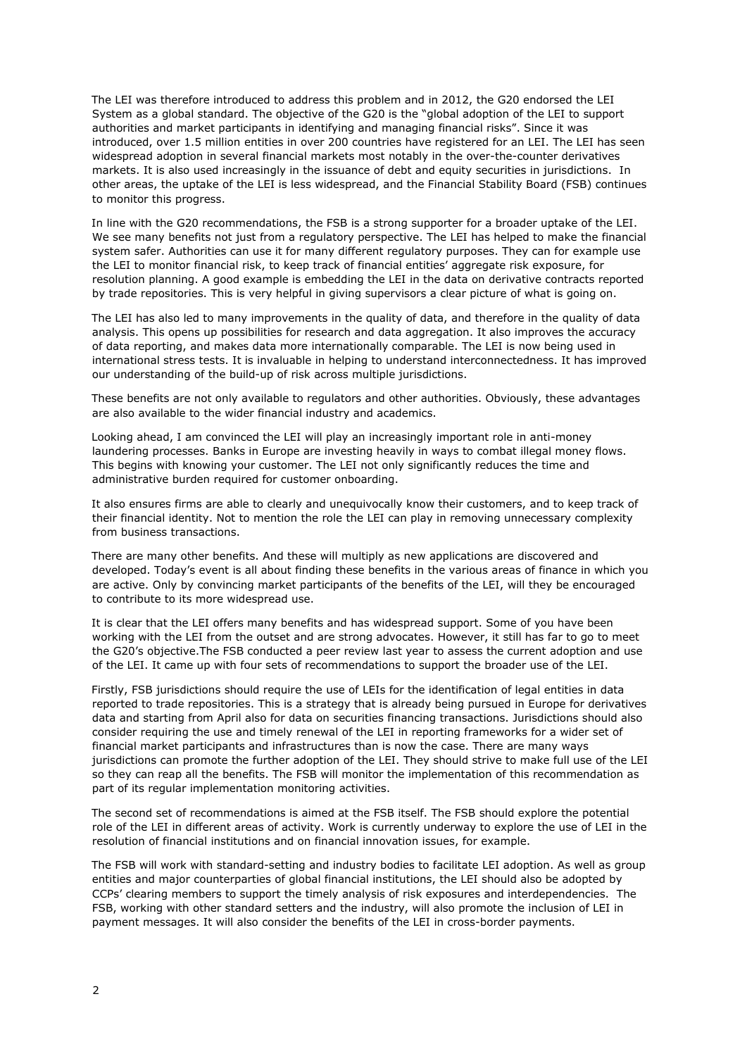The LEI was therefore introduced to address this problem and in 2012, the G20 endorsed the LEI System as a global standard. The objective of the G20 is the "global adoption of the LEI to support authorities and market participants in identifying and managing financial risks". Since it was introduced, over 1.5 million entities in over 200 countries have registered for an LEI. The LEI has seen widespread adoption in several financial markets most notably in the over-the-counter derivatives markets. It is also used increasingly in the issuance of debt and equity securities in jurisdictions. In other areas, the uptake of the LEI is less widespread, and the Financial Stability Board (FSB) continues to monitor this progress.

In line with the G20 recommendations, the FSB is a strong supporter for a broader uptake of the LEI. We see many benefits not just from a regulatory perspective. The LEI has helped to make the financial system safer. Authorities can use it for many different regulatory purposes. They can for example use the LEI to monitor financial risk, to keep track of financial entities' aggregate risk exposure, for resolution planning. A good example is embedding the LEI in the data on derivative contracts reported by trade repositories. This is very helpful in giving supervisors a clear picture of what is going on.

The LEI has also led to many improvements in the quality of data, and therefore in the quality of data analysis. This opens up possibilities for research and data aggregation. It also improves the accuracy of data reporting, and makes data more internationally comparable. The LEI is now being used in international stress tests. It is invaluable in helping to understand interconnectedness. It has improved our understanding of the build-up of risk across multiple jurisdictions.

These benefits are not only available to regulators and other authorities. Obviously, these advantages are also available to the wider financial industry and academics.

Looking ahead, I am convinced the LEI will play an increasingly important role in anti-money laundering processes. Banks in Europe are investing heavily in ways to combat illegal money flows. This begins with knowing your customer. The LEI not only significantly reduces the time and administrative burden required for customer onboarding.

It also ensures firms are able to clearly and unequivocally know their customers, and to keep track of their financial identity. Not to mention the role the LEI can play in removing unnecessary complexity from business transactions.

There are many other benefits. And these will multiply as new applications are discovered and developed. Today's event is all about finding these benefits in the various areas of finance in which you are active. Only by convincing market participants of the benefits of the LEI, will they be encouraged to contribute to its more widespread use.

It is clear that the LEI offers many benefits and has widespread support. Some of you have been working with the LEI from the outset and are strong advocates. However, it still has far to go to meet the G20's objective.The FSB conducted a peer review last year to assess the current adoption and use of the LEI. It came up with four sets of recommendations to support the broader use of the LEI.

Firstly, FSB jurisdictions should require the use of LEIs for the identification of legal entities in data reported to trade repositories. This is a strategy that is already being pursued in Europe for derivatives data and starting from April also for data on securities financing transactions. Jurisdictions should also consider requiring the use and timely renewal of the LEI in reporting frameworks for a wider set of financial market participants and infrastructures than is now the case. There are many ways jurisdictions can promote the further adoption of the LEI. They should strive to make full use of the LEI so they can reap all the benefits. The FSB will monitor the implementation of this recommendation as part of its regular implementation monitoring activities.

The second set of recommendations is aimed at the FSB itself. The FSB should explore the potential role of the LEI in different areas of activity. Work is currently underway to explore the use of LEI in the resolution of financial institutions and on financial innovation issues, for example.

The FSB will work with standard-setting and industry bodies to facilitate LEI adoption. As well as group entities and major counterparties of global financial institutions, the LEI should also be adopted by CCPs' clearing members to support the timely analysis of risk exposures and interdependencies. The FSB, working with other standard setters and the industry, will also promote the inclusion of LEI in payment messages. It will also consider the benefits of the LEI in cross-border payments.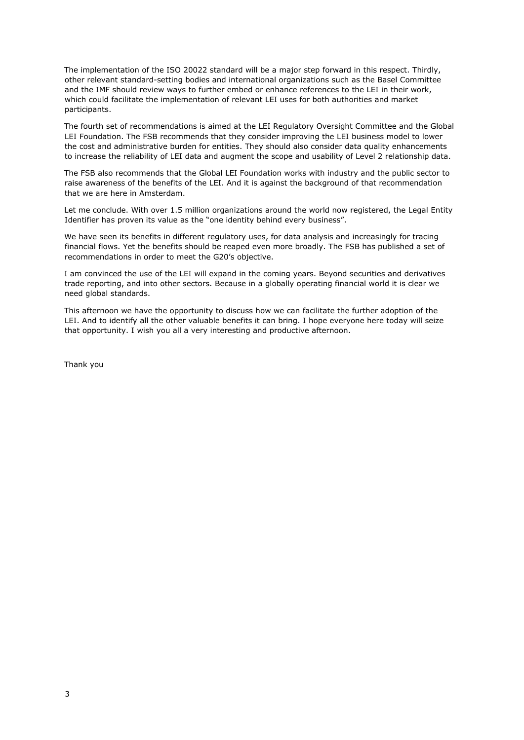The implementation of the ISO 20022 standard will be a major step forward in this respect. Thirdly, other relevant standard-setting bodies and international organizations such as the Basel Committee and the IMF should review ways to further embed or enhance references to the LEI in their work, which could facilitate the implementation of relevant LEI uses for both authorities and market participants.

The fourth set of recommendations is aimed at the LEI Regulatory Oversight Committee and the Global LEI Foundation. The FSB recommends that they consider improving the LEI business model to lower the cost and administrative burden for entities. They should also consider data quality enhancements to increase the reliability of LEI data and augment the scope and usability of Level 2 relationship data.

The FSB also recommends that the Global LEI Foundation works with industry and the public sector to raise awareness of the benefits of the LEI. And it is against the background of that recommendation that we are here in Amsterdam.

Let me conclude. With over 1.5 million organizations around the world now registered, the Legal Entity Identifier has proven its value as the "one identity behind every business".

We have seen its benefits in different regulatory uses, for data analysis and increasingly for tracing financial flows. Yet the benefits should be reaped even more broadly. The FSB has published a set of recommendations in order to meet the G20's objective.

I am convinced the use of the LEI will expand in the coming years. Beyond securities and derivatives trade reporting, and into other sectors. Because in a globally operating financial world it is clear we need global standards.

This afternoon we have the opportunity to discuss how we can facilitate the further adoption of the LEI. And to identify all the other valuable benefits it can bring. I hope everyone here today will seize that opportunity. I wish you all a very interesting and productive afternoon.

Thank you